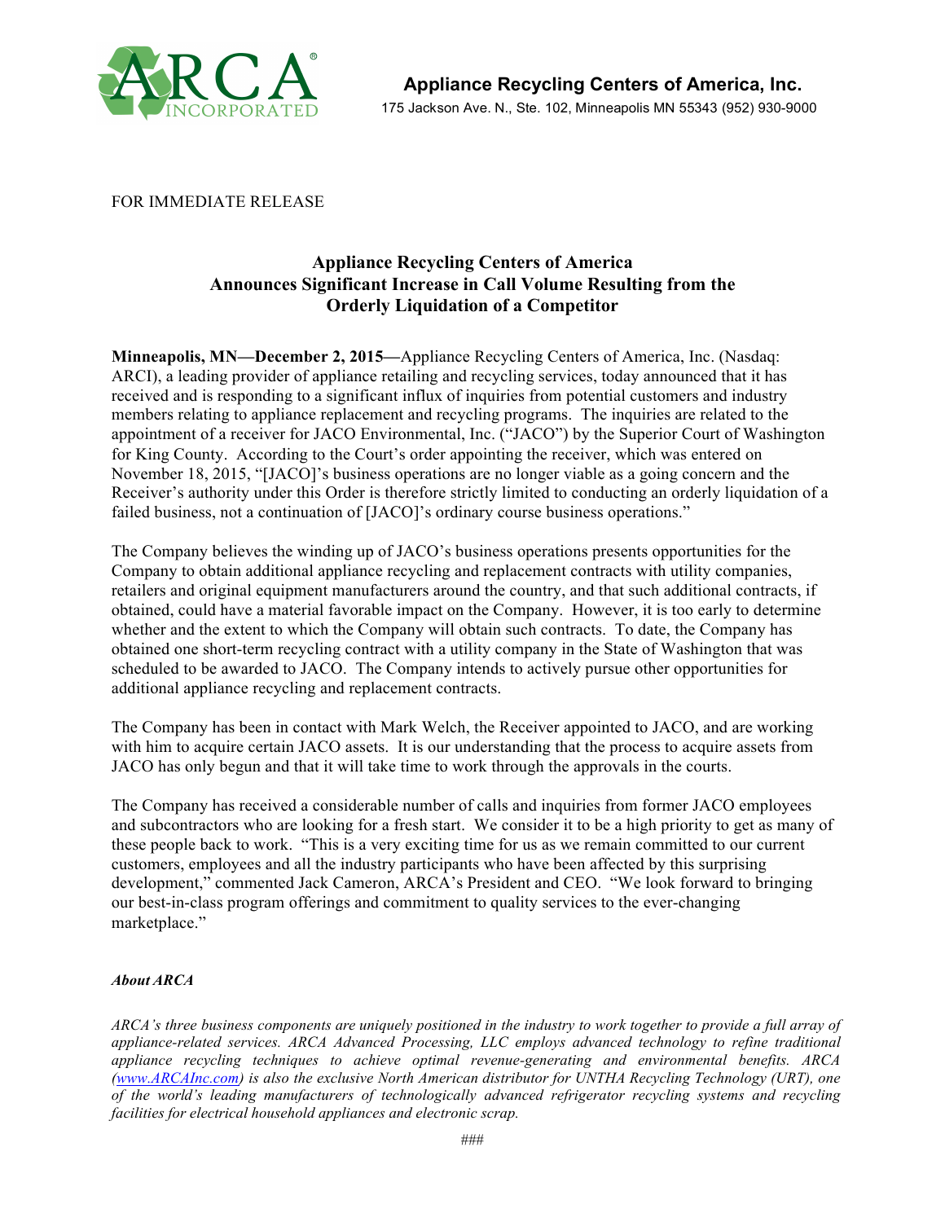**Appliance Recycling Centers of America, Inc.**
175 Jackson Ave. N., Ste. 102, Minneapolis MN 55343 (952) 930-9000

FOR IMMEDIATE RELEASE

# Appliance Recycling Centers of America Announces Significant Increase in Call Volume Resulting from the Orderly Liquidation of a Competitor

**Minneapolis, MN—December 2, 2015—**Appliance Recycling Centers of America, Inc. (Nasdaq: ARCI), a leading provider of appliance retailing and recycling services, today announced that it has received and is responding to a significant influx of inquiries from potential customers and industry members relating to appliance replacement and recycling programs. The inquiries are related to the appointment of a receiver for JACO Environmental, Inc. ("JACO") by the Superior Court of Washington for King County. According to the Court's order appointing the receiver, which was entered on November 18, 2015, "[JACO]'s business operations are no longer viable as a going concern and the Receiver's authority under this Order is therefore strictly limited to conducting an orderly liquidation of a failed business, not a continuation of [JACO]'s ordinary course business operations."

The Company believes the winding up of JACO's business operations presents opportunities for the Company to obtain additional appliance recycling and replacement contracts with utility companies, retailers and original equipment manufacturers around the country, and that such additional contracts, if obtained, could have a material favorable impact on the Company. However, it is too early to determine whether and the extent to which the Company will obtain such contracts. To date, the Company has obtained one short-term recycling contract with a utility company in the State of Washington that was scheduled to be awarded to JACO. The Company intends to actively pursue other opportunities for additional appliance recycling and replacement contracts.

The Company has been in contact with Mark Welch, the Receiver appointed to JACO, and are working with him to acquire certain JACO assets. It is our understanding that the process to acquire assets from JACO has only begun and that it will take time to work through the approvals in the courts.

The Company has received a considerable number of calls and inquiries from former JACO employees and subcontractors who are looking for a fresh start. We consider it to be a high priority to get as many of these people back to work. "This is a very exciting time for us as we remain committed to our current customers, employees and all the industry participants who have been affected by this surprising development," commented Jack Cameron, ARCA's President and CEO. "We look forward to bringing our best-in-class program offerings and commitment to quality services to the ever-changing marketplace."

***About ARCA***

*ARCA's three business components are uniquely positioned in the industry to work together to provide a full array of appliance-related services. ARCA Advanced Processing, LLC employs advanced technology to refine traditional appliance recycling techniques to achieve optimal revenue-generating and environmental benefits. ARCA (www.ARCAInc.com) is also the exclusive North American distributor for UNTHA Recycling Technology (URT), one of the world's leading manufacturers of technologically advanced refrigerator recycling systems and recycling facilities for electrical household appliances and electronic scrap.*

###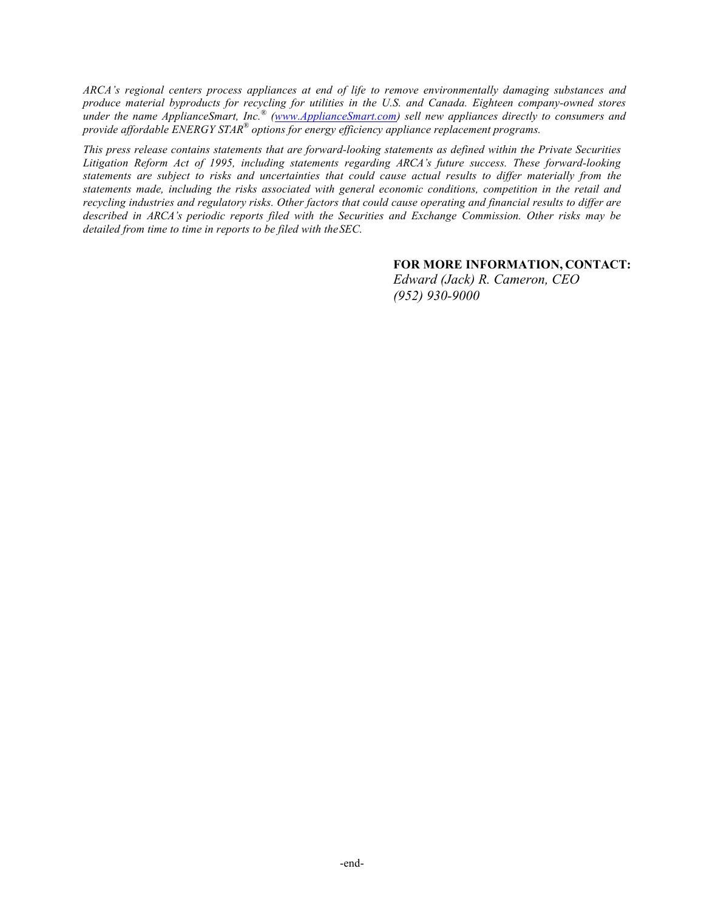*ARCA's regional centers process appliances at end of life to remove environmentally damaging substances and produce material byproducts for recycling for utilities in the U.S. and Canada. Eighteen company-owned stores under the name ApplianceSmart, Inc.® ([www.ApplianceSmart.com](www.ApplianceSmart.com)) sell new appliances directly to consumers and provide affordable ENERGY STAR® options for energy efficiency appliance replacement programs.*

*This press release contains statements that are forward-looking statements as defined within the Private Securities Litigation Reform Act of 1995, including statements regarding ARCA's future success. These forward-looking statements are subject to risks and uncertainties that could cause actual results to differ materially from the statements made, including the risks associated with general economic conditions, competition in the retail and recycling industries and regulatory risks. Other factors that could cause operating and financial results to differ are described in ARCA's periodic reports filed with the Securities and Exchange Commission. Other risks may be detailed from time to time in reports to be filed with the SEC.*

**FOR MORE INFORMATION, CONTACT:**
*Edward (Jack) R. Cameron, CEO*
*(952) 930-9000*

-end-